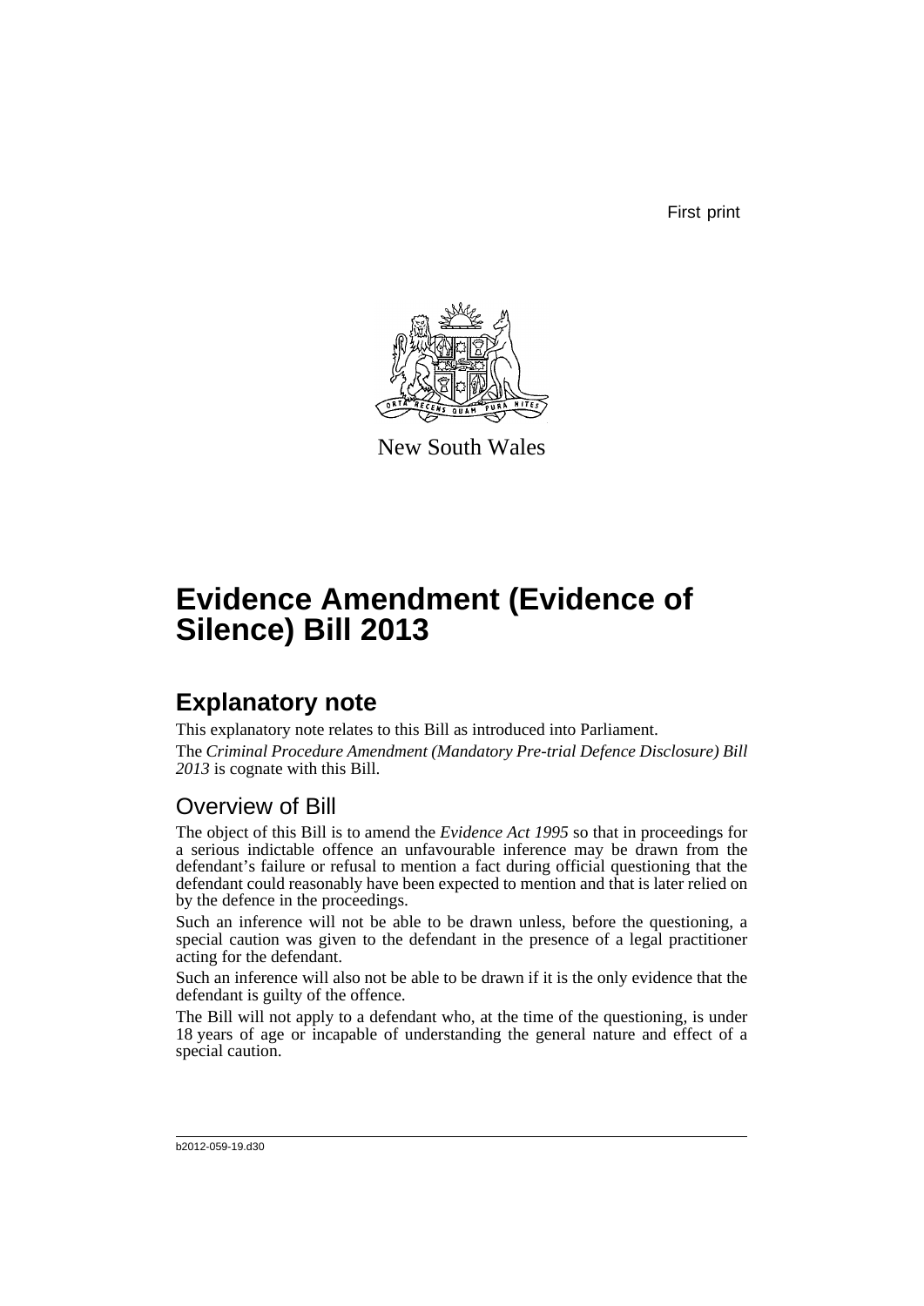First print

New South Wales

# Evidence Amendment (Evidence of Silence) Bill 2013

## Explanatory note

This explanatory note relates to this Bill as introduced into Parliament.

The *Criminal Procedure Amendment (Mandatory Pre-trial Defence Disclosure) Bill 2013* is cognate with this Bill.

### Overview of Bill

The object of this Bill is to amend the *Evidence Act 1995* so that in proceedings for a serious indictable offence an unfavourable inference may be drawn from the defendant's failure or refusal to mention a fact during official questioning that the defendant could reasonably have been expected to mention and that is later relied on by the defence in the proceedings.

Such an inference will not be able to be drawn unless, before the questioning, a special caution was given to the defendant in the presence of a legal practitioner acting for the defendant.

Such an inference will also not be able to be drawn if it is the only evidence that the defendant is guilty of the offence.

The Bill will not apply to a defendant who, at the time of the questioning, is under 18 years of age or incapable of understanding the general nature and effect of a special caution.

b2012-059-19.d30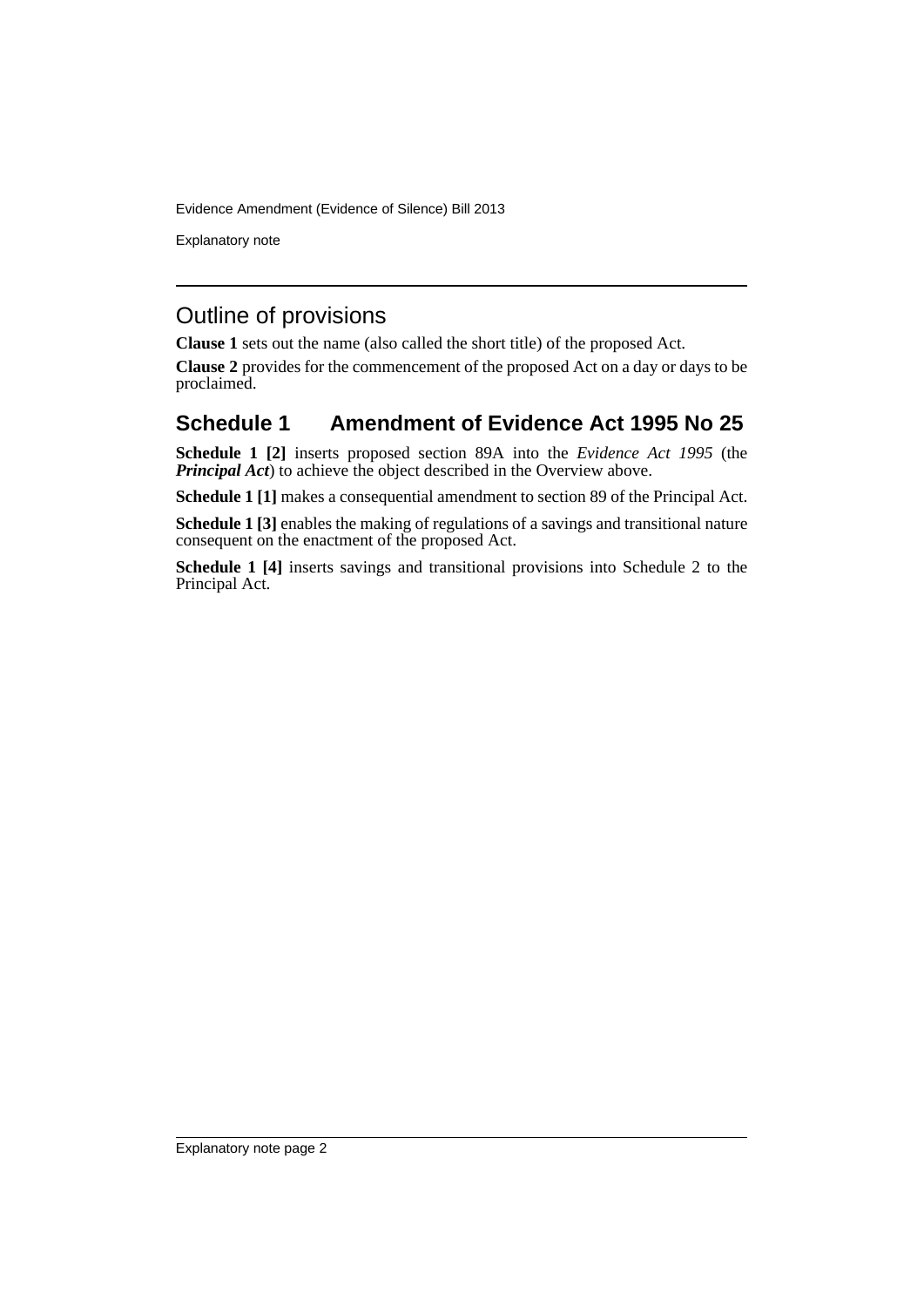## Outline of provisions

**Clause 1** sets out the name (also called the short title) of the proposed Act.

**Clause 2** provides for the commencement of the proposed Act on a day or days to be proclaimed.

## Schedule 1 Amendment of Evidence Act 1995 No 25

**Schedule 1 [2]** inserts proposed section 89A into the *Evidence Act 1995* (the ***Principal Act***) to achieve the object described in the Overview above.

**Schedule 1 [1]** makes a consequential amendment to section 89 of the Principal Act.

**Schedule 1 [3]** enables the making of regulations of a savings and transitional nature consequent on the enactment of the proposed Act.

**Schedule 1 [4]** inserts savings and transitional provisions into Schedule 2 to the Principal Act.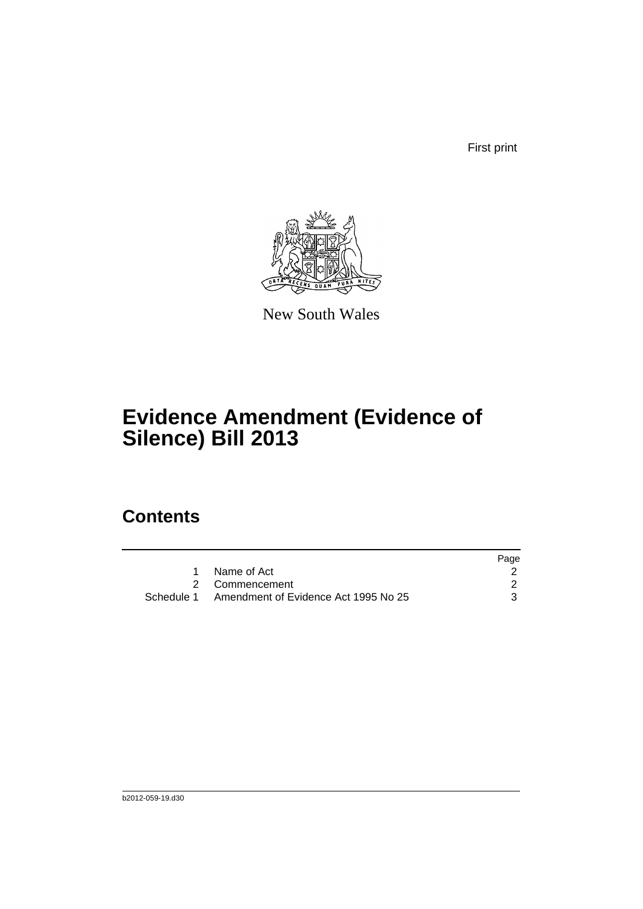First print

New South Wales

# Evidence Amendment (Evidence of Silence) Bill 2013

## Contents

| | | Page |
|---|---|---|
| 1 | Name of Act | 2 |
| 2 | Commencement | 2 |
| Schedule 1 | Amendment of Evidence Act 1995 No 25 | 3 |

b2012-059-19.d30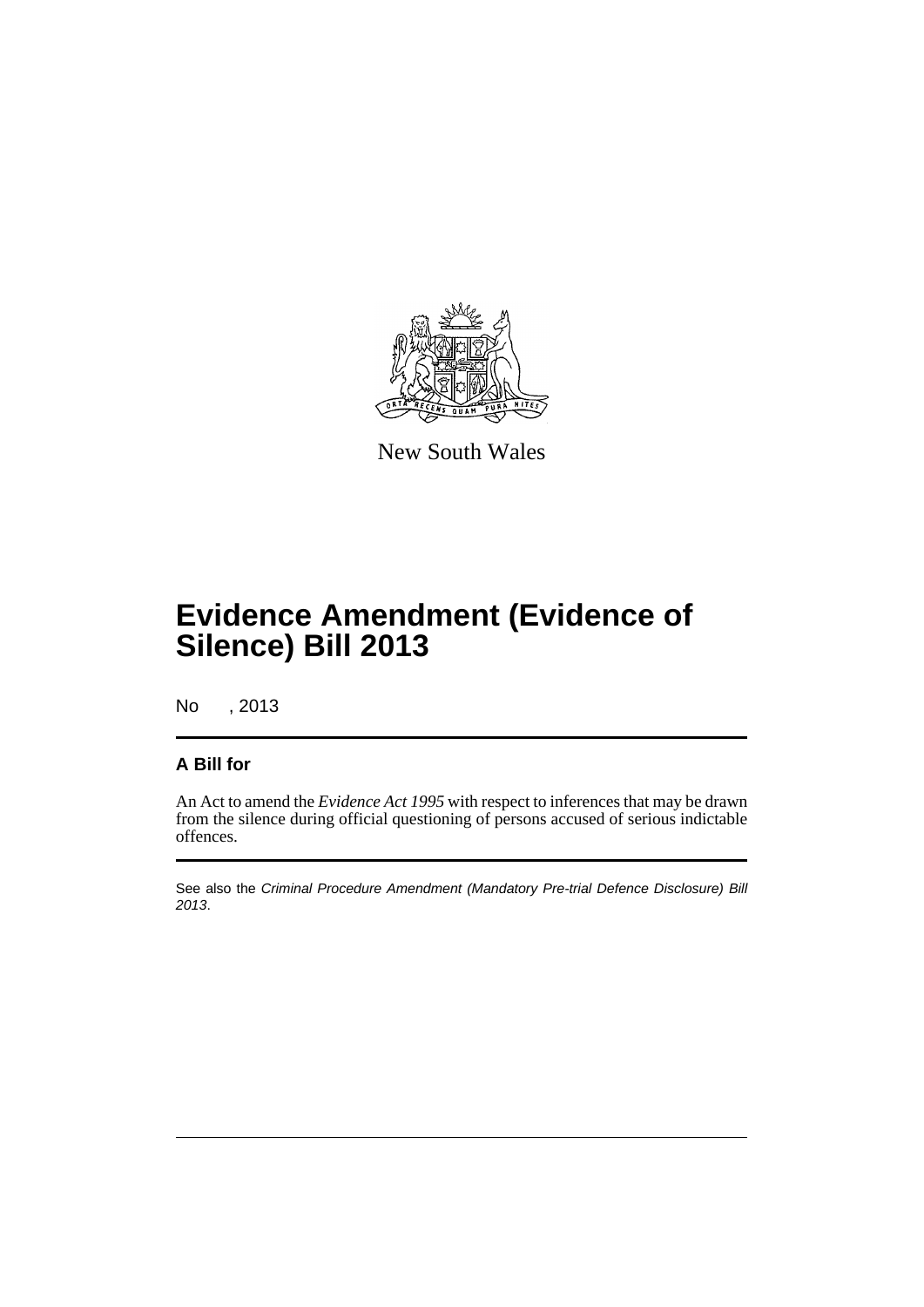New South Wales

# Evidence Amendment (Evidence of Silence) Bill 2013

No , 2013

**A Bill for**

An Act to amend the *Evidence Act 1995* with respect to inferences that may be drawn from the silence during official questioning of persons accused of serious indictable offences.

See also the *Criminal Procedure Amendment (Mandatory Pre-trial Defence Disclosure) Bill 2013*.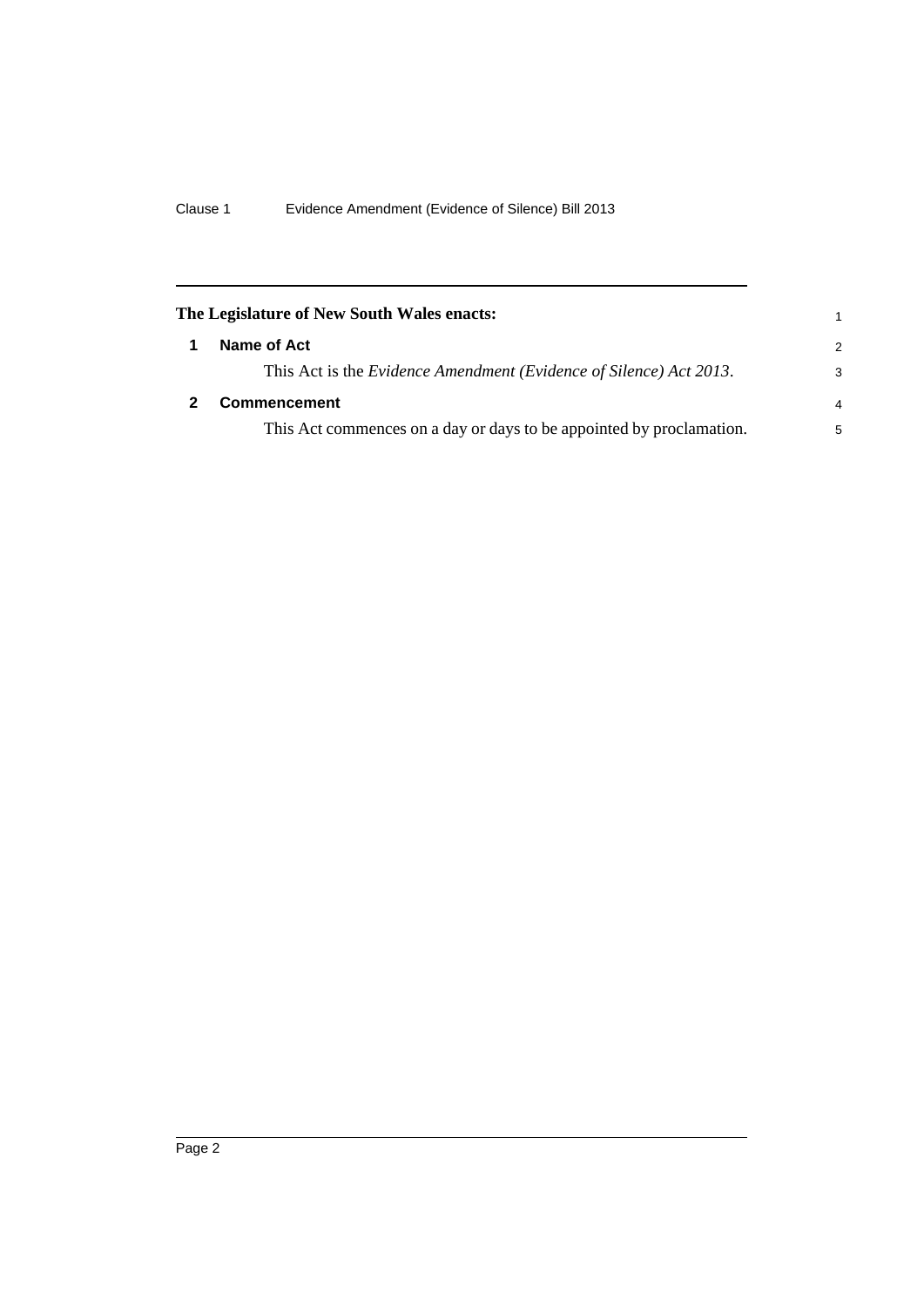**The Legislature of New South Wales enacts:**

## 1 Name of Act

This Act is the *Evidence Amendment (Evidence of Silence) Act 2013*.

## 2 Commencement

This Act commences on a day or days to be appointed by proclamation.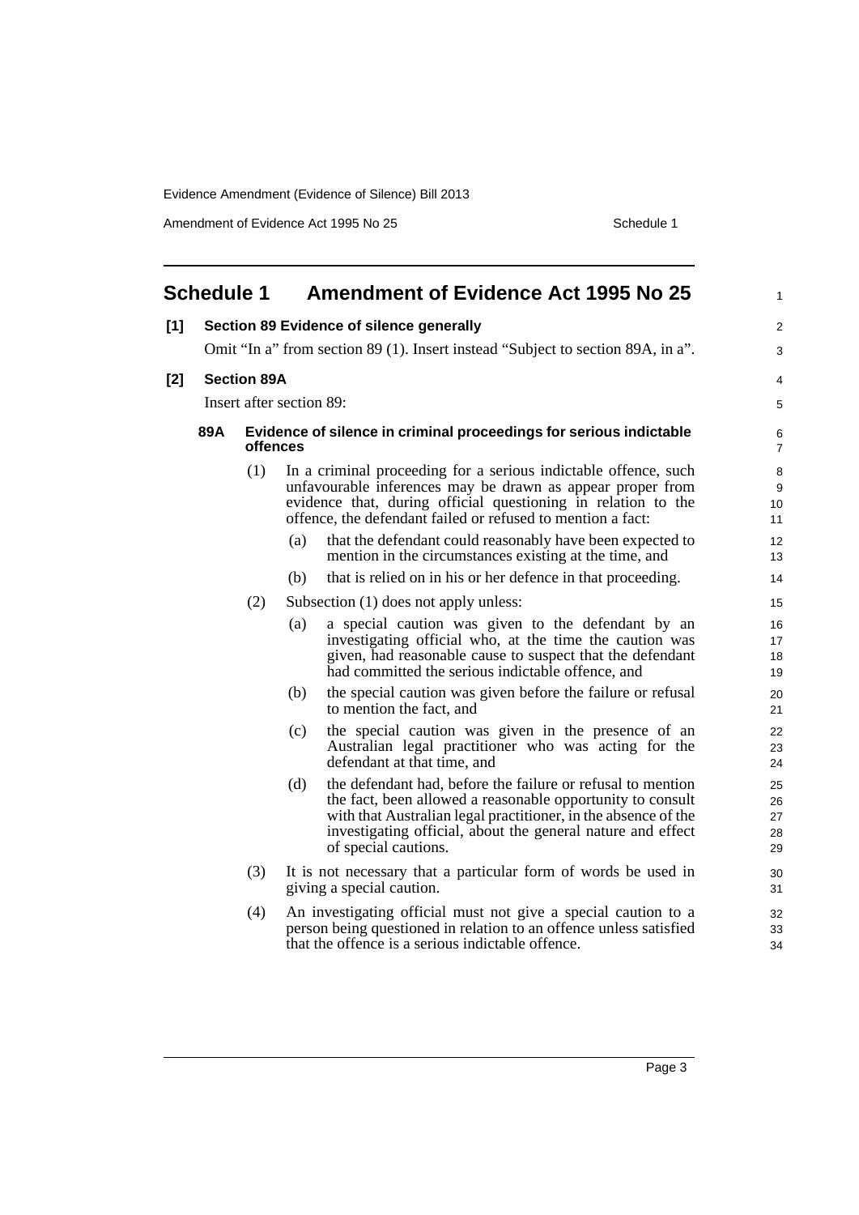## Schedule 1 Amendment of Evidence Act 1995 No 25

**[1] Section 89 Evidence of silence generally**

Omit "In a" from section 89 (1). Insert instead "Subject to section 89A, in a".

**[2] Section 89A**

Insert after section 89:

### 89A Evidence of silence in criminal proceedings for serious indictable offences

(1) In a criminal proceeding for a serious indictable offence, such unfavourable inferences may be drawn as appear proper from evidence that, during official questioning in relation to the offence, the defendant failed or refused to mention a fact:

- (a) that the defendant could reasonably have been expected to mention in the circumstances existing at the time, and
- (b) that is relied on in his or her defence in that proceeding.

(2) Subsection (1) does not apply unless:

- (a) a special caution was given to the defendant by an investigating official who, at the time the caution was given, had reasonable cause to suspect that the defendant had committed the serious indictable offence, and
- (b) the special caution was given before the failure or refusal to mention the fact, and
- (c) the special caution was given in the presence of an Australian legal practitioner who was acting for the defendant at that time, and
- (d) the defendant had, before the failure or refusal to mention the fact, been allowed a reasonable opportunity to consult with that Australian legal practitioner, in the absence of the investigating official, about the general nature and effect of special cautions.

(3) It is not necessary that a particular form of words be used in giving a special caution.

(4) An investigating official must not give a special caution to a person being questioned in relation to an offence unless satisfied that the offence is a serious indictable offence.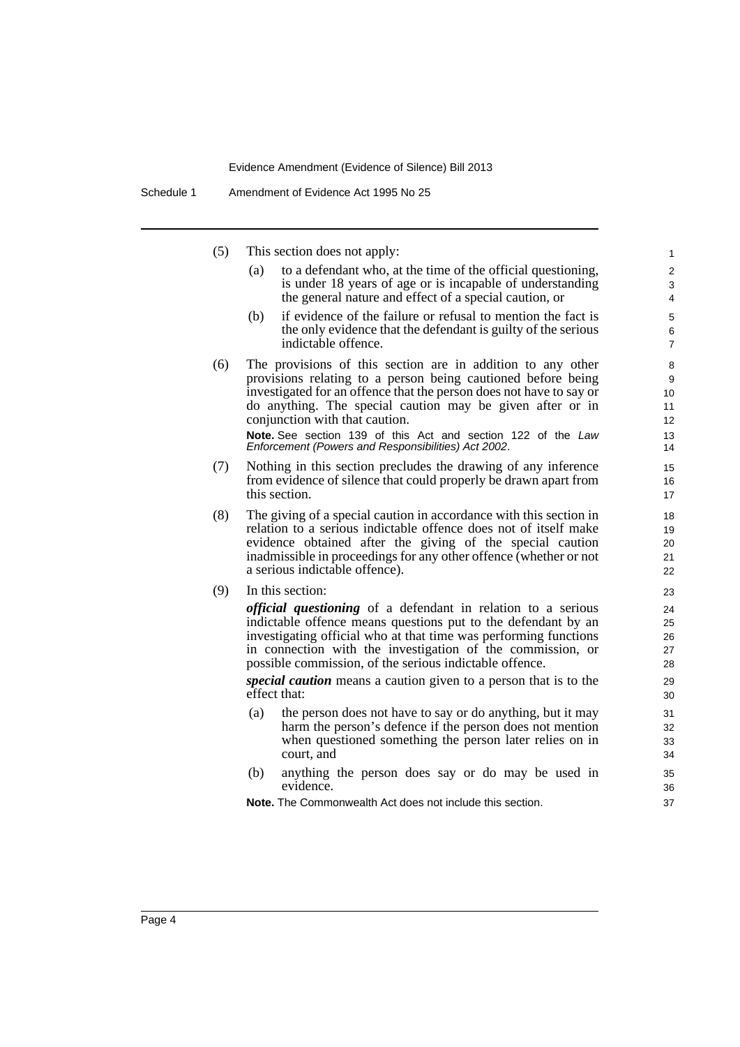(5) This section does not apply:

(a) to a defendant who, at the time of the official questioning, is under 18 years of age or is incapable of understanding the general nature and effect of a special caution, or

(b) if evidence of the failure or refusal to mention the fact is the only evidence that the defendant is guilty of the serious indictable offence.

(6) The provisions of this section are in addition to any other provisions relating to a person being cautioned before being investigated for an offence that the person does not have to say or do anything. The special caution may be given after or in conjunction with that caution.

**Note.** See section 139 of this Act and section 122 of the *Law Enforcement (Powers and Responsibilities) Act 2002*.

(7) Nothing in this section precludes the drawing of any inference from evidence of silence that could properly be drawn apart from this section.

(8) The giving of a special caution in accordance with this section in relation to a serious indictable offence does not of itself make evidence obtained after the giving of the special caution inadmissible in proceedings for any other offence (whether or not a serious indictable offence).

(9) In this section:

***official questioning*** of a defendant in relation to a serious indictable offence means questions put to the defendant by an investigating official who at that time was performing functions in connection with the investigation of the commission, or possible commission, of the serious indictable offence.

***special caution*** means a caution given to a person that is to the effect that:

(a) the person does not have to say or do anything, but it may harm the person's defence if the person does not mention when questioned something the person later relies on in court, and

(b) anything the person does say or do may be used in evidence.

**Note.** The Commonwealth Act does not include this section.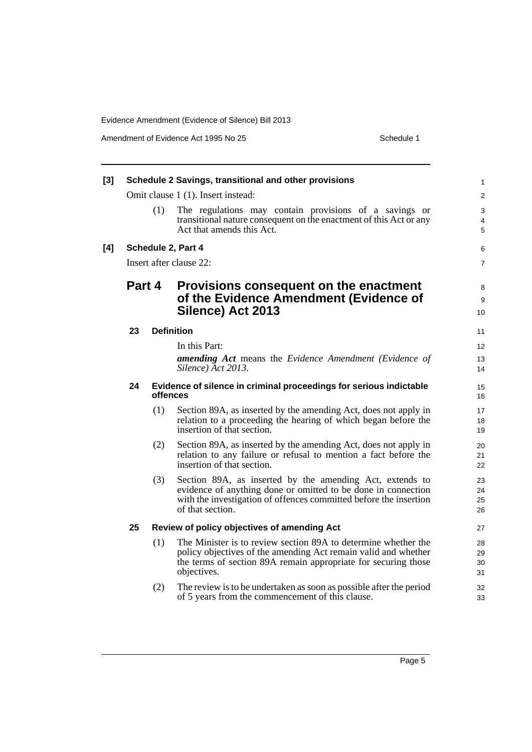**[3] Schedule 2 Savings, transitional and other provisions**

Omit clause 1 (1). Insert instead:

(1) The regulations may contain provisions of a savings or transitional nature consequent on the enactment of this Act or any Act that amends this Act.

**[4] Schedule 2, Part 4**

Insert after clause 22:

# Part 4 Provisions consequent on the enactment of the Evidence Amendment (Evidence of Silence) Act 2013

### 23 Definition

In this Part:

***amending Act*** means the *Evidence Amendment (Evidence of Silence) Act 2013*.

### 24 Evidence of silence in criminal proceedings for serious indictable offences

(1) Section 89A, as inserted by the amending Act, does not apply in relation to a proceeding the hearing of which began before the insertion of that section.

(2) Section 89A, as inserted by the amending Act, does not apply in relation to any failure or refusal to mention a fact before the insertion of that section.

(3) Section 89A, as inserted by the amending Act, extends to evidence of anything done or omitted to be done in connection with the investigation of offences committed before the insertion of that section.

### 25 Review of policy objectives of amending Act

(1) The Minister is to review section 89A to determine whether the policy objectives of the amending Act remain valid and whether the terms of section 89A remain appropriate for securing those objectives.

(2) The review is to be undertaken as soon as possible after the period of 5 years from the commencement of this clause.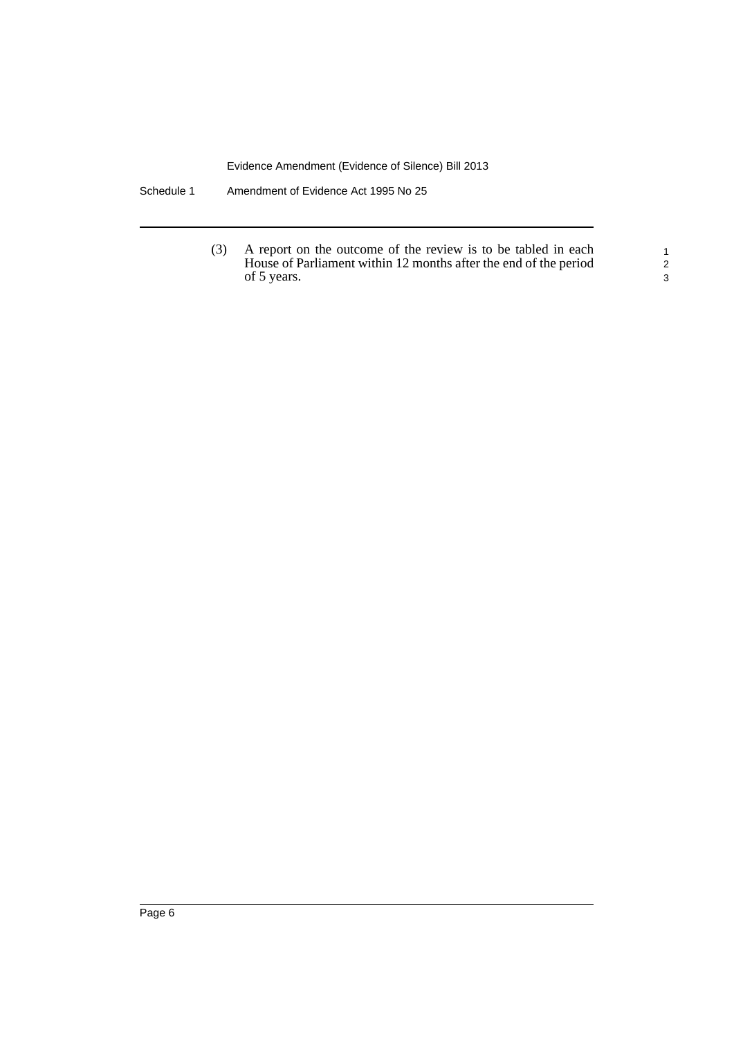(3) A report on the outcome of the review is to be tabled in each House of Parliament within 12 months after the end of the period of 5 years.